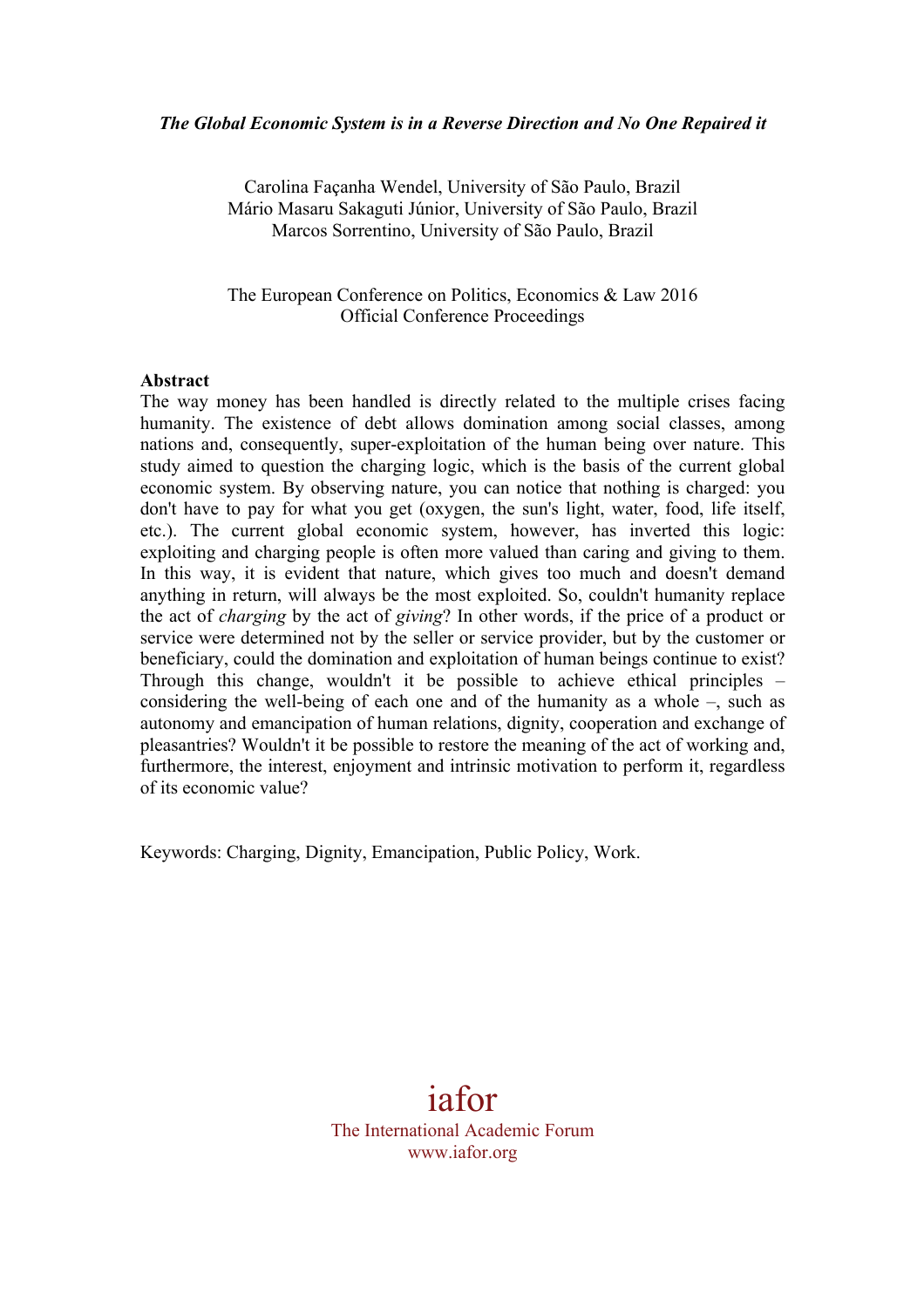***The Global Economic System is in a Reverse Direction and No One Repaired it***

Carolina Façanha Wendel, University of São Paulo, Brazil
Mário Masaru Sakaguti Júnior, University of São Paulo, Brazil
Marcos Sorrentino, University of São Paulo, Brazil

The European Conference on Politics, Economics & Law 2016
Official Conference Proceedings

**Abstract**

The way money has been handled is directly related to the multiple crises facing humanity. The existence of debt allows domination among social classes, among nations and, consequently, super-exploitation of the human being over nature. This study aimed to question the charging logic, which is the basis of the current global economic system. By observing nature, you can notice that nothing is charged: you don't have to pay for what you get (oxygen, the sun's light, water, food, life itself, etc.). The current global economic system, however, has inverted this logic: exploiting and charging people is often more valued than caring and giving to them. In this way, it is evident that nature, which gives too much and doesn't demand anything in return, will always be the most exploited. So, couldn't humanity replace the act of *charging* by the act of *giving*? In other words, if the price of a product or service were determined not by the seller or service provider, but by the customer or beneficiary, could the domination and exploitation of human beings continue to exist? Through this change, wouldn't it be possible to achieve ethical principles – considering the well-being of each one and of the humanity as a whole –, such as autonomy and emancipation of human relations, dignity, cooperation and exchange of pleasantries? Wouldn't it be possible to restore the meaning of the act of working and, furthermore, the interest, enjoyment and intrinsic motivation to perform it, regardless of its economic value?

Keywords: Charging, Dignity, Emancipation, Public Policy, Work.

iafor
The International Academic Forum
www.iafor.org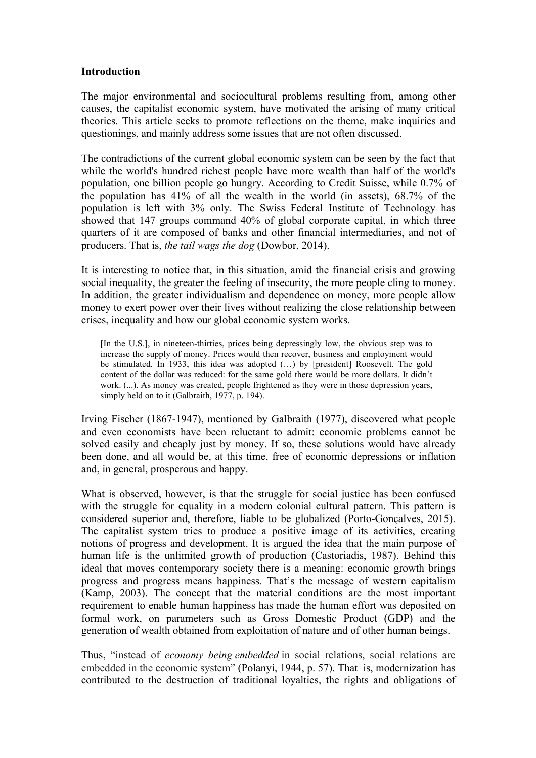**Introduction**

The major environmental and sociocultural problems resulting from, among other causes, the capitalist economic system, have motivated the arising of many critical theories. This article seeks to promote reflections on the theme, make inquiries and questionings, and mainly address some issues that are not often discussed.

The contradictions of the current global economic system can be seen by the fact that while the world's hundred richest people have more wealth than half of the world's population, one billion people go hungry. According to Credit Suisse, while 0.7% of the population has 41% of all the wealth in the world (in assets), 68.7% of the population is left with 3% only. The Swiss Federal Institute of Technology has showed that 147 groups command 40% of global corporate capital, in which three quarters of it are composed of banks and other financial intermediaries, and not of producers. That is, *the tail wags the dog* (Dowbor, 2014).

It is interesting to notice that, in this situation, amid the financial crisis and growing social inequality, the greater the feeling of insecurity, the more people cling to money. In addition, the greater individualism and dependence on money, more people allow money to exert power over their lives without realizing the close relationship between crises, inequality and how our global economic system works.

> [In the U.S.], in nineteen-thirties, prices being depressingly low, the obvious step was to increase the supply of money. Prices would then recover, business and employment would be stimulated. In 1933, this idea was adopted (…) by [president] Roosevelt. The gold content of the dollar was reduced: for the same gold there would be more dollars. It didn't work. (...). As money was created, people frightened as they were in those depression years, simply held on to it (Galbraith, 1977, p. 194).

Irving Fischer (1867-1947), mentioned by Galbraith (1977), discovered what people and even economists have been reluctant to admit: economic problems cannot be solved easily and cheaply just by money. If so, these solutions would have already been done, and all would be, at this time, free of economic depressions or inflation and, in general, prosperous and happy.

What is observed, however, is that the struggle for social justice has been confused with the struggle for equality in a modern colonial cultural pattern. This pattern is considered superior and, therefore, liable to be globalized (Porto-Gonçalves, 2015). The capitalist system tries to produce a positive image of its activities, creating notions of progress and development. It is argued the idea that the main purpose of human life is the unlimited growth of production (Castoriadis, 1987). Behind this ideal that moves contemporary society there is a meaning: economic growth brings progress and progress means happiness. That's the message of western capitalism (Kamp, 2003). The concept that the material conditions are the most important requirement to enable human happiness has made the human effort was deposited on formal work, on parameters such as Gross Domestic Product (GDP) and the generation of wealth obtained from exploitation of nature and of other human beings.

Thus, "instead of *economy being embedded* in social relations, social relations are embedded in the economic system" (Polanyi, 1944, p. 57). That is, modernization has contributed to the destruction of traditional loyalties, the rights and obligations of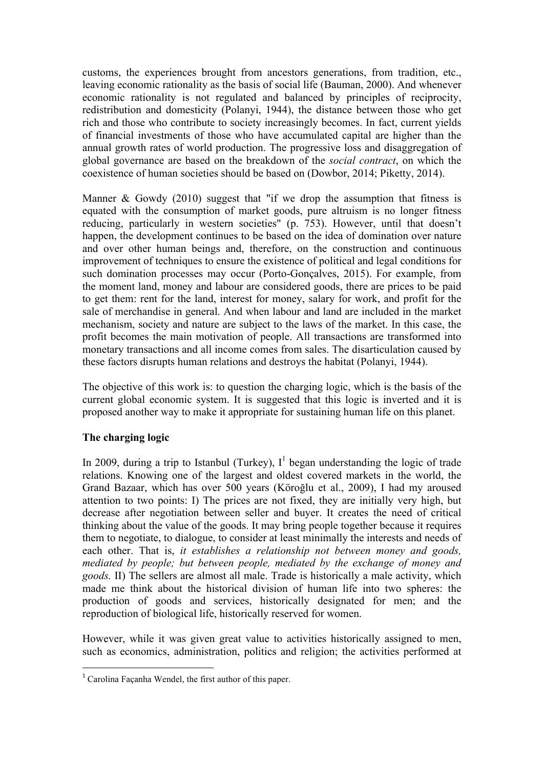customs, the experiences brought from ancestors generations, from tradition, etc., leaving economic rationality as the basis of social life (Bauman, 2000). And whenever economic rationality is not regulated and balanced by principles of reciprocity, redistribution and domesticity (Polanyi, 1944), the distance between those who get rich and those who contribute to society increasingly becomes. In fact, current yields of financial investments of those who have accumulated capital are higher than the annual growth rates of world production. The progressive loss and disaggregation of global governance are based on the breakdown of the *social contract*, on which the coexistence of human societies should be based on (Dowbor, 2014; Piketty, 2014).

Manner & Gowdy (2010) suggest that "if we drop the assumption that fitness is equated with the consumption of market goods, pure altruism is no longer fitness reducing, particularly in western societies" (p. 753). However, until that doesn't happen, the development continues to be based on the idea of domination over nature and over other human beings and, therefore, on the construction and continuous improvement of techniques to ensure the existence of political and legal conditions for such domination processes may occur (Porto-Gonçalves, 2015). For example, from the moment land, money and labour are considered goods, there are prices to be paid to get them: rent for the land, interest for money, salary for work, and profit for the sale of merchandise in general. And when labour and land are included in the market mechanism, society and nature are subject to the laws of the market. In this case, the profit becomes the main motivation of people. All transactions are transformed into monetary transactions and all income comes from sales. The disarticulation caused by these factors disrupts human relations and destroys the habitat (Polanyi, 1944).

The objective of this work is: to question the charging logic, which is the basis of the current global economic system. It is suggested that this logic is inverted and it is proposed another way to make it appropriate for sustaining human life on this planet.

## The charging logic

In 2009, during a trip to Istanbul (Turkey), I[1] began understanding the logic of trade relations. Knowing one of the largest and oldest covered markets in the world, the Grand Bazaar, which has over 500 years (Köroğlu et al., 2009), I had my aroused attention to two points: I) The prices are not fixed, they are initially very high, but decrease after negotiation between seller and buyer. It creates the need of critical thinking about the value of the goods. It may bring people together because it requires them to negotiate, to dialogue, to consider at least minimally the interests and needs of each other. That is, *it establishes a relationship not between money and goods, mediated by people; but between people, mediated by the exchange of money and goods.* II) The sellers are almost all male. Trade is historically a male activity, which made me think about the historical division of human life into two spheres: the production of goods and services, historically designated for men; and the reproduction of biological life, historically reserved for women.

However, while it was given great value to activities historically assigned to men, such as economics, administration, politics and religion; the activities performed at

[1] Carolina Façanha Wendel, the first author of this paper.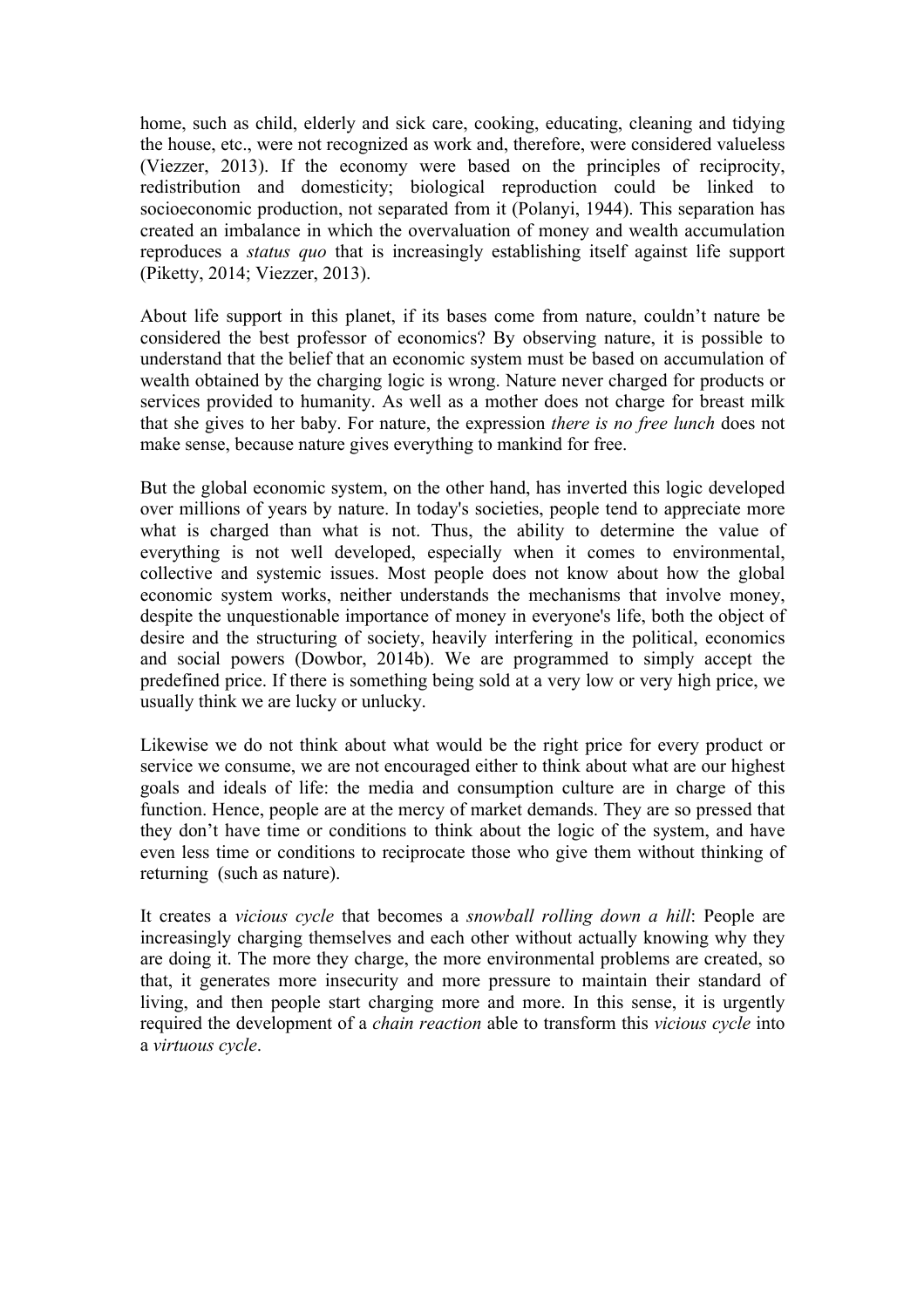home, such as child, elderly and sick care, cooking, educating, cleaning and tidying the house, etc., were not recognized as work and, therefore, were considered valueless (Viezzer, 2013). If the economy were based on the principles of reciprocity, redistribution and domesticity; biological reproduction could be linked to socioeconomic production, not separated from it (Polanyi, 1944). This separation has created an imbalance in which the overvaluation of money and wealth accumulation reproduces a *status quo* that is increasingly establishing itself against life support (Piketty, 2014; Viezzer, 2013).

About life support in this planet, if its bases come from nature, couldn't nature be considered the best professor of economics? By observing nature, it is possible to understand that the belief that an economic system must be based on accumulation of wealth obtained by the charging logic is wrong. Nature never charged for products or services provided to humanity. As well as a mother does not charge for breast milk that she gives to her baby. For nature, the expression *there is no free lunch* does not make sense, because nature gives everything to mankind for free.

But the global economic system, on the other hand, has inverted this logic developed over millions of years by nature. In today's societies, people tend to appreciate more what is charged than what is not. Thus, the ability to determine the value of everything is not well developed, especially when it comes to environmental, collective and systemic issues. Most people does not know about how the global economic system works, neither understands the mechanisms that involve money, despite the unquestionable importance of money in everyone's life, both the object of desire and the structuring of society, heavily interfering in the political, economics and social powers (Dowbor, 2014b). We are programmed to simply accept the predefined price. If there is something being sold at a very low or very high price, we usually think we are lucky or unlucky.

Likewise we do not think about what would be the right price for every product or service we consume, we are not encouraged either to think about what are our highest goals and ideals of life: the media and consumption culture are in charge of this function. Hence, people are at the mercy of market demands. They are so pressed that they don't have time or conditions to think about the logic of the system, and have even less time or conditions to reciprocate those who give them without thinking of returning (such as nature).

It creates a *vicious cycle* that becomes a *snowball rolling down a hill*: People are increasingly charging themselves and each other without actually knowing why they are doing it. The more they charge, the more environmental problems are created, so that, it generates more insecurity and more pressure to maintain their standard of living, and then people start charging more and more. In this sense, it is urgently required the development of a *chain reaction* able to transform this *vicious cycle* into a *virtuous cycle*.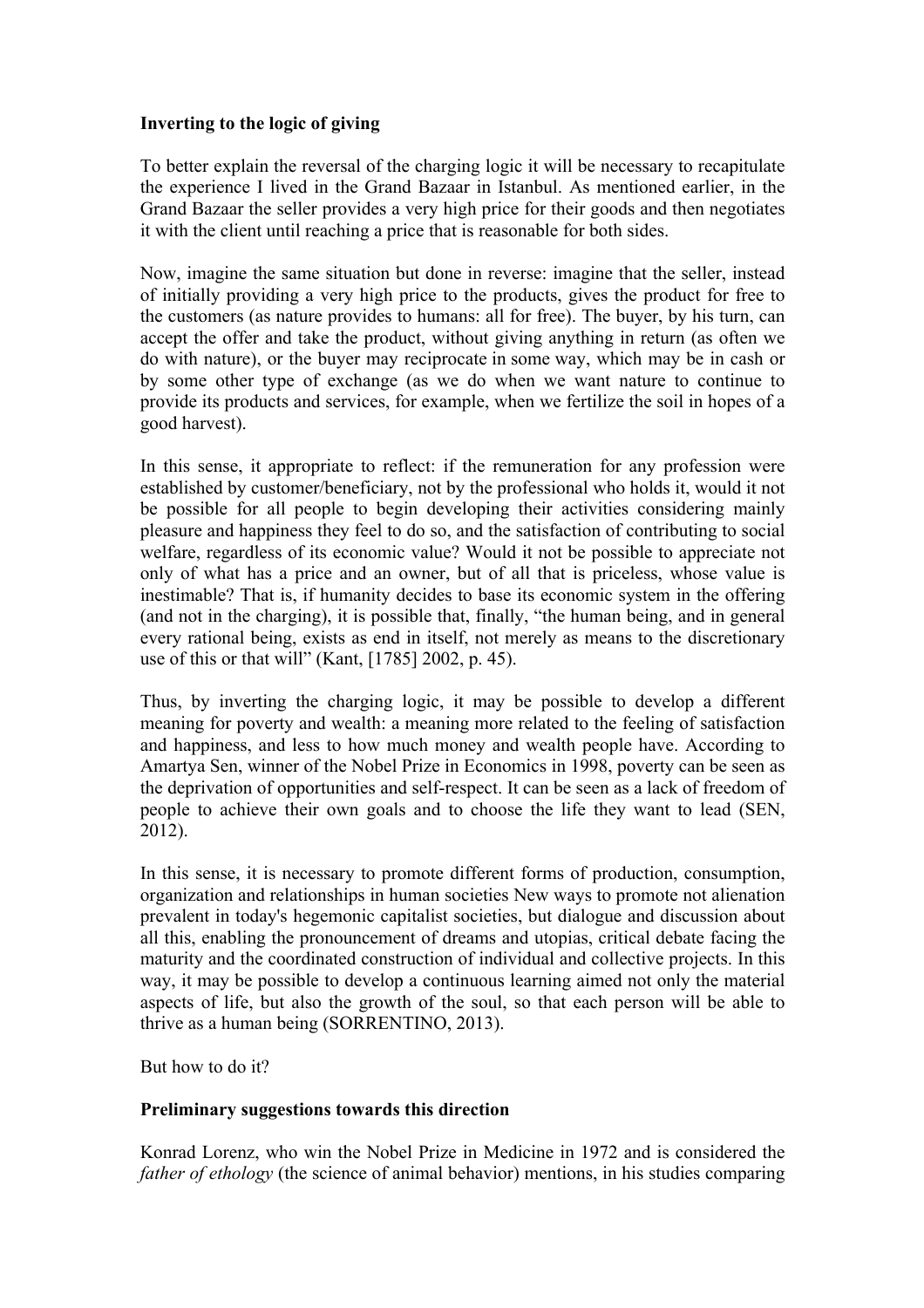**Inverting to the logic of giving**

To better explain the reversal of the charging logic it will be necessary to recapitulate the experience I lived in the Grand Bazaar in Istanbul. As mentioned earlier, in the Grand Bazaar the seller provides a very high price for their goods and then negotiates it with the client until reaching a price that is reasonable for both sides.

Now, imagine the same situation but done in reverse: imagine that the seller, instead of initially providing a very high price to the products, gives the product for free to the customers (as nature provides to humans: all for free). The buyer, by his turn, can accept the offer and take the product, without giving anything in return (as often we do with nature), or the buyer may reciprocate in some way, which may be in cash or by some other type of exchange (as we do when we want nature to continue to provide its products and services, for example, when we fertilize the soil in hopes of a good harvest).

In this sense, it appropriate to reflect: if the remuneration for any profession were established by customer/beneficiary, not by the professional who holds it, would it not be possible for all people to begin developing their activities considering mainly pleasure and happiness they feel to do so, and the satisfaction of contributing to social welfare, regardless of its economic value? Would it not be possible to appreciate not only of what has a price and an owner, but of all that is priceless, whose value is inestimable? That is, if humanity decides to base its economic system in the offering (and not in the charging), it is possible that, finally, "the human being, and in general every rational being, exists as end in itself, not merely as means to the discretionary use of this or that will" (Kant, [1785] 2002, p. 45).

Thus, by inverting the charging logic, it may be possible to develop a different meaning for poverty and wealth: a meaning more related to the feeling of satisfaction and happiness, and less to how much money and wealth people have. According to Amartya Sen, winner of the Nobel Prize in Economics in 1998, poverty can be seen as the deprivation of opportunities and self-respect. It can be seen as a lack of freedom of people to achieve their own goals and to choose the life they want to lead (SEN, 2012).

In this sense, it is necessary to promote different forms of production, consumption, organization and relationships in human societies New ways to promote not alienation prevalent in today's hegemonic capitalist societies, but dialogue and discussion about all this, enabling the pronouncement of dreams and utopias, critical debate facing the maturity and the coordinated construction of individual and collective projects. In this way, it may be possible to develop a continuous learning aimed not only the material aspects of life, but also the growth of the soul, so that each person will be able to thrive as a human being (SORRENTINO, 2013).

But how to do it?

**Preliminary suggestions towards this direction**

Konrad Lorenz, who win the Nobel Prize in Medicine in 1972 and is considered the *father of ethology* (the science of animal behavior) mentions, in his studies comparing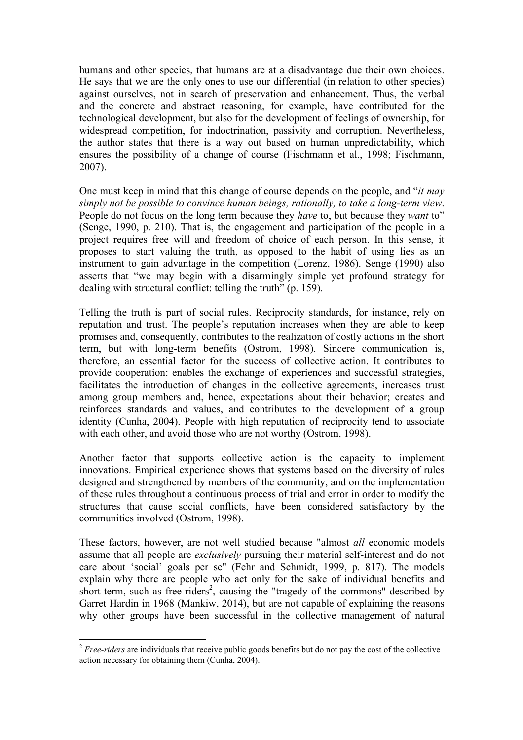humans and other species, that humans are at a disadvantage due their own choices. He says that we are the only ones to use our differential (in relation to other species) against ourselves, not in search of preservation and enhancement. Thus, the verbal and the concrete and abstract reasoning, for example, have contributed for the technological development, but also for the development of feelings of ownership, for widespread competition, for indoctrination, passivity and corruption. Nevertheless, the author states that there is a way out based on human unpredictability, which ensures the possibility of a change of course (Fischmann et al., 1998; Fischmann, 2007).

One must keep in mind that this change of course depends on the people, and "*it may simply not be possible to convince human beings, rationally, to take a long-term view*. People do not focus on the long term because they *have* to, but because they *want* to" (Senge, 1990, p. 210). That is, the engagement and participation of the people in a project requires free will and freedom of choice of each person. In this sense, it proposes to start valuing the truth, as opposed to the habit of using lies as an instrument to gain advantage in the competition (Lorenz, 1986). Senge (1990) also asserts that "we may begin with a disarmingly simple yet profound strategy for dealing with structural conflict: telling the truth" (p. 159).

Telling the truth is part of social rules. Reciprocity standards, for instance, rely on reputation and trust. The people's reputation increases when they are able to keep promises and, consequently, contributes to the realization of costly actions in the short term, but with long-term benefits (Ostrom, 1998). Sincere communication is, therefore, an essential factor for the success of collective action. It contributes to provide cooperation: enables the exchange of experiences and successful strategies, facilitates the introduction of changes in the collective agreements, increases trust among group members and, hence, expectations about their behavior; creates and reinforces standards and values, and contributes to the development of a group identity (Cunha, 2004). People with high reputation of reciprocity tend to associate with each other, and avoid those who are not worthy (Ostrom, 1998).

Another factor that supports collective action is the capacity to implement innovations. Empirical experience shows that systems based on the diversity of rules designed and strengthened by members of the community, and on the implementation of these rules throughout a continuous process of trial and error in order to modify the structures that cause social conflicts, have been considered satisfactory by the communities involved (Ostrom, 1998).

These factors, however, are not well studied because "almost *all* economic models assume that all people are *exclusively* pursuing their material self-interest and do not care about 'social' goals per se" (Fehr and Schmidt, 1999, p. 817). The models explain why there are people who act only for the sake of individual benefits and short-term, such as free-riders[2], causing the "tragedy of the commons" described by Garret Hardin in 1968 (Mankiw, 2014), but are not capable of explaining the reasons why other groups have been successful in the collective management of natural

---

[2] *Free-riders* are individuals that receive public goods benefits but do not pay the cost of the collective action necessary for obtaining them (Cunha, 2004).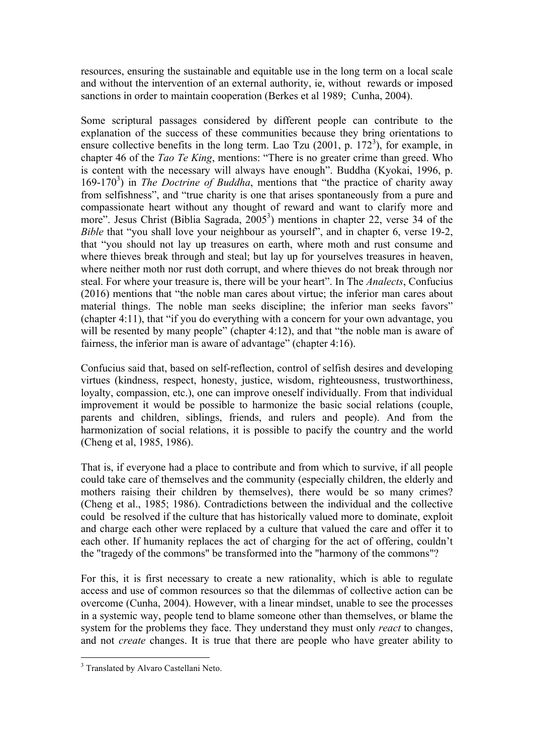resources, ensuring the sustainable and equitable use in the long term on a local scale and without the intervention of an external authority, ie, without rewards or imposed sanctions in order to maintain cooperation (Berkes et al 1989; Cunha, 2004).

Some scriptural passages considered by different people can contribute to the explanation of the success of these communities because they bring orientations to ensure collective benefits in the long term. Lao Tzu (2001, p. 172[3]), for example, in chapter 46 of the *Tao Te King*, mentions: "There is no greater crime than greed. Who is content with the necessary will always have enough". Buddha (Kyokai, 1996, p. 169-170[3]) in *The Doctrine of Buddha*, mentions that "the practice of charity away from selfishness", and "true charity is one that arises spontaneously from a pure and compassionate heart without any thought of reward and want to clarify more and more". Jesus Christ (Biblia Sagrada, 2005[3]) mentions in chapter 22, verse 34 of the *Bible* that "you shall love your neighbour as yourself", and in chapter 6, verse 19-2, that "you should not lay up treasures on earth, where moth and rust consume and where thieves break through and steal; but lay up for yourselves treasures in heaven, where neither moth nor rust doth corrupt, and where thieves do not break through nor steal. For where your treasure is, there will be your heart". In The *Analects*, Confucius (2016) mentions that "the noble man cares about virtue; the inferior man cares about material things. The noble man seeks discipline; the inferior man seeks favors" (chapter 4:11), that "if you do everything with a concern for your own advantage, you will be resented by many people" (chapter 4:12), and that "the noble man is aware of fairness, the inferior man is aware of advantage" (chapter 4:16).

Confucius said that, based on self-reflection, control of selfish desires and developing virtues (kindness, respect, honesty, justice, wisdom, righteousness, trustworthiness, loyalty, compassion, etc.), one can improve oneself individually. From that individual improvement it would be possible to harmonize the basic social relations (couple, parents and children, siblings, friends, and rulers and people). And from the harmonization of social relations, it is possible to pacify the country and the world (Cheng et al, 1985, 1986).

That is, if everyone had a place to contribute and from which to survive, if all people could take care of themselves and the community (especially children, the elderly and mothers raising their children by themselves), there would be so many crimes? (Cheng et al., 1985; 1986). Contradictions between the individual and the collective could be resolved if the culture that has historically valued more to dominate, exploit and charge each other were replaced by a culture that valued the care and offer it to each other. If humanity replaces the act of charging for the act of offering, couldn't the "tragedy of the commons" be transformed into the "harmony of the commons"?

For this, it is first necessary to create a new rationality, which is able to regulate access and use of common resources so that the dilemmas of collective action can be overcome (Cunha, 2004). However, with a linear mindset, unable to see the processes in a systemic way, people tend to blame someone other than themselves, or blame the system for the problems they face. They understand they must only *react* to changes, and not *create* changes. It is true that there are people who have greater ability to

[3] Translated by Alvaro Castellani Neto.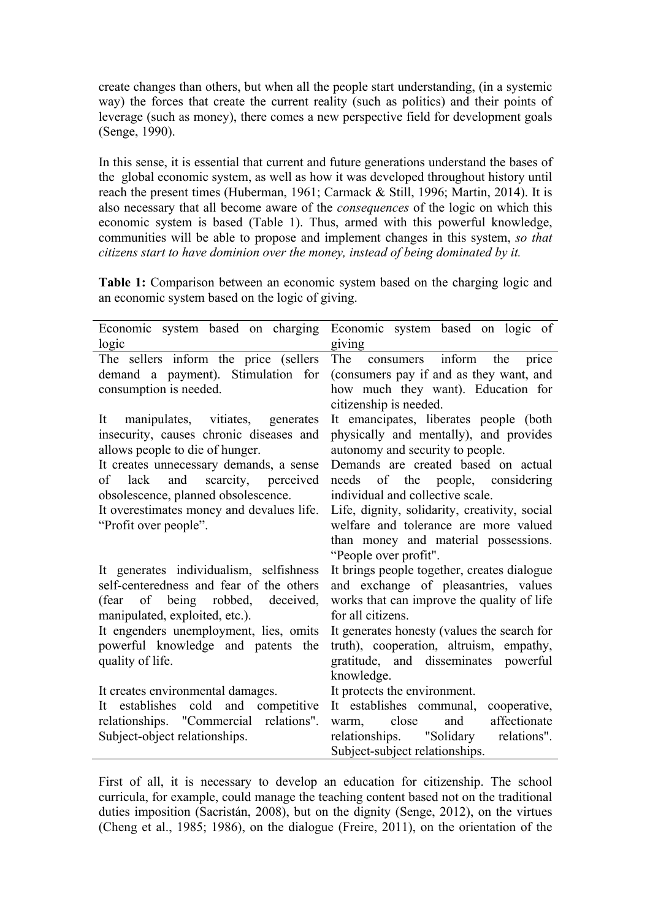create changes than others, but when all the people start understanding, (in a systemic way) the forces that create the current reality (such as politics) and their points of leverage (such as money), there comes a new perspective field for development goals (Senge, 1990).

In this sense, it is essential that current and future generations understand the bases of the global economic system, as well as how it was developed throughout history until reach the present times (Huberman, 1961; Carmack & Still, 1996; Martin, 2014). It is also necessary that all become aware of the *consequences* of the logic on which this economic system is based (Table 1). Thus, armed with this powerful knowledge, communities will be able to propose and implement changes in this system, *so that citizens start to have dominion over the money, instead of being dominated by it.*

**Table 1:** Comparison between an economic system based on the charging logic and an economic system based on the logic of giving.

| Economic system based on charging logic | Economic system based on logic of giving |
|---|---|
| The sellers inform the price (sellers demand a payment). Stimulation for consumption is needed. | The consumers inform the price (consumers pay if and as they want, and how much they want). Education for citizenship is needed. |
| It manipulates, vitiates, generates insecurity, causes chronic diseases and allows people to die of hunger. | It emancipates, liberates people (both physically and mentally), and provides autonomy and security to people. |
| It creates unnecessary demands, a sense of lack and scarcity, perceived obsolescence, planned obsolescence. | Demands are created based on actual needs of the people, considering individual and collective scale. |
| It overestimates money and devalues life. "Profit over people". | Life, dignity, solidarity, creativity, social welfare and tolerance are more valued than money and material possessions. "People over profit". |
| It generates individualism, selfishness self-centeredness and fear of the others (fear of being robbed, deceived, manipulated, exploited, etc.). | It brings people together, creates dialogue and exchange of pleasantries, values works that can improve the quality of life for all citizens. |
| It engenders unemployment, lies, omits powerful knowledge and patents the quality of life. | It generates honesty (values the search for truth), cooperation, altruism, empathy, gratitude, and disseminates powerful knowledge. |
| It creates environmental damages. | It protects the environment. |
| It establishes cold and competitive relationships. "Commercial relations". Subject-object relationships. | It establishes communal, cooperative, warm, close and affectionate relationships. "Solidary relations". Subject-subject relationships. |

First of all, it is necessary to develop an education for citizenship. The school curricula, for example, could manage the teaching content based not on the traditional duties imposition (Sacristán, 2008), but on the dignity (Senge, 2012), on the virtues (Cheng et al., 1985; 1986), on the dialogue (Freire, 2011), on the orientation of the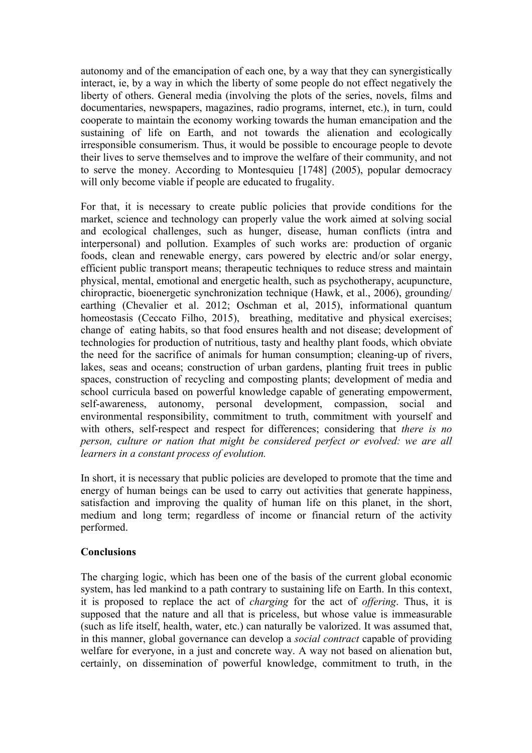autonomy and of the emancipation of each one, by a way that they can synergistically interact, ie, by a way in which the liberty of some people do not effect negatively the liberty of others. General media (involving the plots of the series, novels, films and documentaries, newspapers, magazines, radio programs, internet, etc.), in turn, could cooperate to maintain the economy working towards the human emancipation and the sustaining of life on Earth, and not towards the alienation and ecologically irresponsible consumerism. Thus, it would be possible to encourage people to devote their lives to serve themselves and to improve the welfare of their community, and not to serve the money. According to Montesquieu [1748] (2005), popular democracy will only become viable if people are educated to frugality.

For that, it is necessary to create public policies that provide conditions for the market, science and technology can properly value the work aimed at solving social and ecological challenges, such as hunger, disease, human conflicts (intra and interpersonal) and pollution. Examples of such works are: production of organic foods, clean and renewable energy, cars powered by electric and/or solar energy, efficient public transport means; therapeutic techniques to reduce stress and maintain physical, mental, emotional and energetic health, such as psychotherapy, acupuncture, chiropractic, bioenergetic synchronization technique (Hawk, et al., 2006), grounding/earthing (Chevalier et al. 2012; Oschman et al, 2015), informational quantum homeostasis (Ceccato Filho, 2015), breathing, meditative and physical exercises; change of eating habits, so that food ensures health and not disease; development of technologies for production of nutritious, tasty and healthy plant foods, which obviate the need for the sacrifice of animals for human consumption; cleaning-up of rivers, lakes, seas and oceans; construction of urban gardens, planting fruit trees in public spaces, construction of recycling and composting plants; development of media and school curricula based on powerful knowledge capable of generating empowerment, self-awareness, autonomy, personal development, compassion, social and environmental responsibility, commitment to truth, commitment with yourself and with others, self-respect and respect for differences; considering that *there is no person, culture or nation that might be considered perfect or evolved: we are all learners in a constant process of evolution.*

In short, it is necessary that public policies are developed to promote that the time and energy of human beings can be used to carry out activities that generate happiness, satisfaction and improving the quality of human life on this planet, in the short, medium and long term; regardless of income or financial return of the activity performed.

**Conclusions**

The charging logic, which has been one of the basis of the current global economic system, has led mankind to a path contrary to sustaining life on Earth. In this context, it is proposed to replace the act of *charging* for the act of *offering*. Thus, it is supposed that the nature and all that is priceless, but whose value is immeasurable (such as life itself, health, water, etc.) can naturally be valorized. It was assumed that, in this manner, global governance can develop a *social contract* capable of providing welfare for everyone, in a just and concrete way. A way not based on alienation but, certainly, on dissemination of powerful knowledge, commitment to truth, in the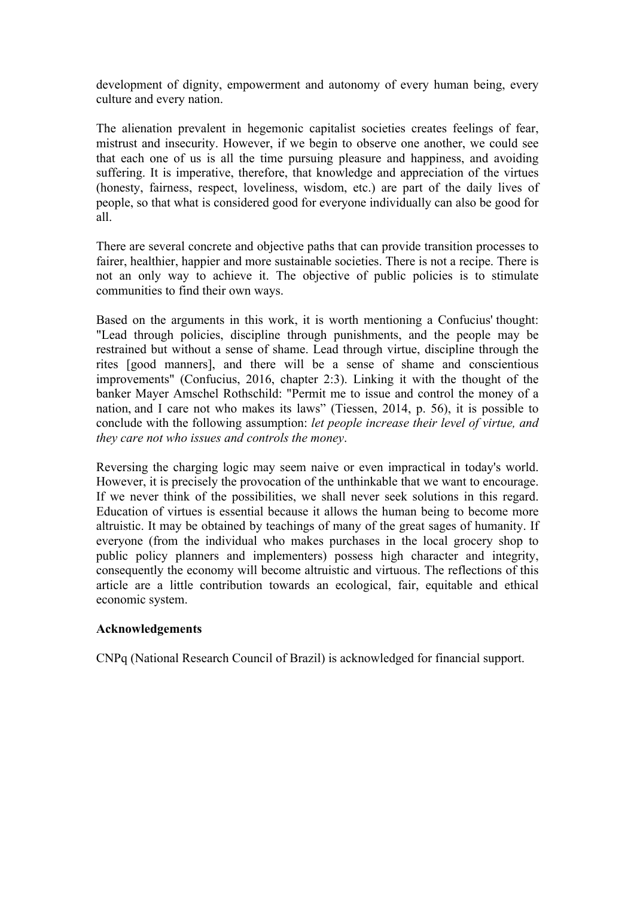development of dignity, empowerment and autonomy of every human being, every culture and every nation.

The alienation prevalent in hegemonic capitalist societies creates feelings of fear, mistrust and insecurity. However, if we begin to observe one another, we could see that each one of us is all the time pursuing pleasure and happiness, and avoiding suffering. It is imperative, therefore, that knowledge and appreciation of the virtues (honesty, fairness, respect, loveliness, wisdom, etc.) are part of the daily lives of people, so that what is considered good for everyone individually can also be good for all.

There are several concrete and objective paths that can provide transition processes to fairer, healthier, happier and more sustainable societies. There is not a recipe. There is not an only way to achieve it. The objective of public policies is to stimulate communities to find their own ways.

Based on the arguments in this work, it is worth mentioning a Confucius' thought: "Lead through policies, discipline through punishments, and the people may be restrained but without a sense of shame. Lead through virtue, discipline through the rites [good manners], and there will be a sense of shame and conscientious improvements" (Confucius, 2016, chapter 2:3). Linking it with the thought of the banker Mayer Amschel Rothschild: "Permit me to issue and control the money of a nation, and I care not who makes its laws" (Tiessen, 2014, p. 56), it is possible to conclude with the following assumption: *let people increase their level of virtue, and they care not who issues and controls the money*.

Reversing the charging logic may seem naive or even impractical in today's world. However, it is precisely the provocation of the unthinkable that we want to encourage. If we never think of the possibilities, we shall never seek solutions in this regard. Education of virtues is essential because it allows the human being to become more altruistic. It may be obtained by teachings of many of the great sages of humanity. If everyone (from the individual who makes purchases in the local grocery shop to public policy planners and implementers) possess high character and integrity, consequently the economy will become altruistic and virtuous. The reflections of this article are a little contribution towards an ecological, fair, equitable and ethical economic system.

**Acknowledgements**

CNPq (National Research Council of Brazil) is acknowledged for financial support.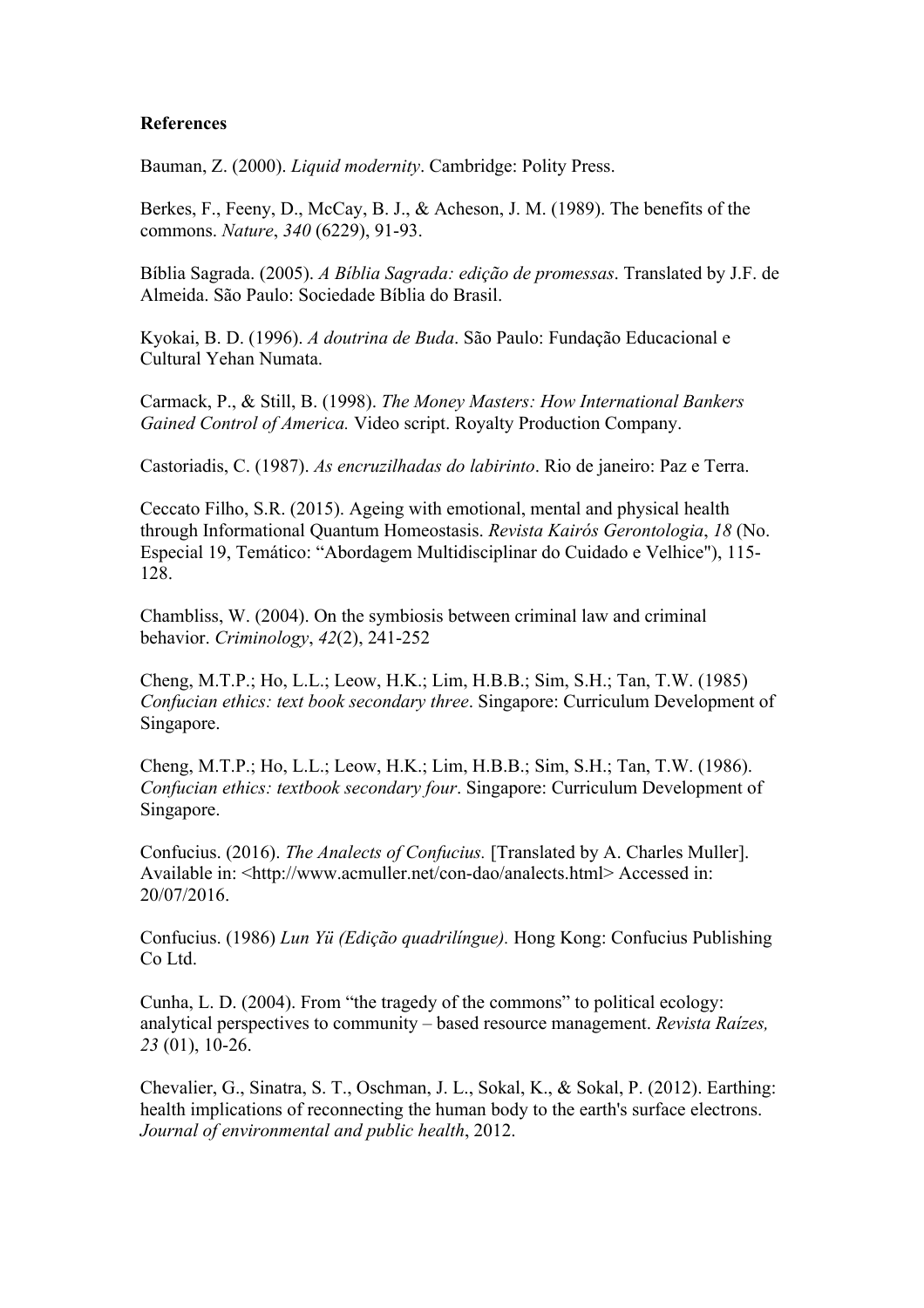**References**

Bauman, Z. (2000). *Liquid modernity*. Cambridge: Polity Press.

Berkes, F., Feeny, D., McCay, B. J., & Acheson, J. M. (1989). The benefits of the commons. *Nature*, *340* (6229), 91-93.

Bíblia Sagrada. (2005). *A Bíblia Sagrada: edição de promessas*. Translated by J.F. de Almeida. São Paulo: Sociedade Bíblia do Brasil.

Kyokai, B. D. (1996). *A doutrina de Buda*. São Paulo: Fundação Educacional e Cultural Yehan Numata.

Carmack, P., & Still, B. (1998). *The Money Masters: How International Bankers Gained Control of America.* Video script. Royalty Production Company.

Castoriadis, C. (1987). *As encruzilhadas do labirinto*. Rio de janeiro: Paz e Terra.

Ceccato Filho, S.R. (2015). Ageing with emotional, mental and physical health through Informational Quantum Homeostasis. *Revista Kairós Gerontologia*, *18* (No. Especial 19, Temático: "Abordagem Multidisciplinar do Cuidado e Velhice"), 115-128.

Chambliss, W. (2004). On the symbiosis between criminal law and criminal behavior. *Criminology*, *42*(2), 241-252

Cheng, M.T.P.; Ho, L.L.; Leow, H.K.; Lim, H.B.B.; Sim, S.H.; Tan, T.W. (1985) *Confucian ethics: text book secondary three*. Singapore: Curriculum Development of Singapore.

Cheng, M.T.P.; Ho, L.L.; Leow, H.K.; Lim, H.B.B.; Sim, S.H.; Tan, T.W. (1986). *Confucian ethics: textbook secondary four*. Singapore: Curriculum Development of Singapore.

Confucius. (2016). *The Analects of Confucius.* [Translated by A. Charles Muller]. Available in: <http://www.acmuller.net/con-dao/analects.html> Accessed in: 20/07/2016.

Confucius. (1986) *Lun Yü (Edição quadrilíngue).* Hong Kong: Confucius Publishing Co Ltd.

Cunha, L. D. (2004). From "the tragedy of the commons" to political ecology: analytical perspectives to community – based resource management. *Revista Raízes, 23* (01), 10-26.

Chevalier, G., Sinatra, S. T., Oschman, J. L., Sokal, K., & Sokal, P. (2012). Earthing: health implications of reconnecting the human body to the earth's surface electrons. *Journal of environmental and public health*, 2012.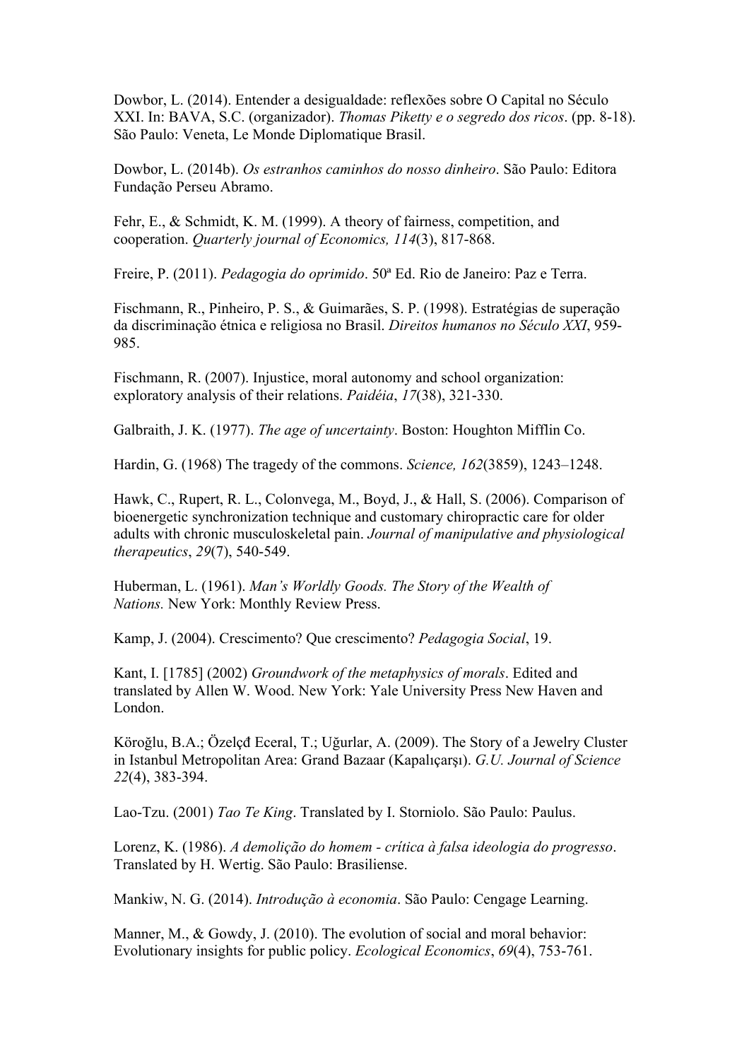Dowbor, L. (2014). Entender a desigualdade: reflexões sobre O Capital no Século XXI. In: BAVA, S.C. (organizador). *Thomas Piketty e o segredo dos ricos*. (pp. 8-18). São Paulo: Veneta, Le Monde Diplomatique Brasil.

Dowbor, L. (2014b). *Os estranhos caminhos do nosso dinheiro*. São Paulo: Editora Fundação Perseu Abramo.

Fehr, E., & Schmidt, K. M. (1999). A theory of fairness, competition, and cooperation. *Quarterly journal of Economics, 114*(3), 817-868.

Freire, P. (2011). *Pedagogia do oprimido*. 50ª Ed. Rio de Janeiro: Paz e Terra.

Fischmann, R., Pinheiro, P. S., & Guimarães, S. P. (1998). Estratégias de superação da discriminação étnica e religiosa no Brasil. *Direitos humanos no Século XXI*, 959-985.

Fischmann, R. (2007). Injustice, moral autonomy and school organization: exploratory analysis of their relations. *Paidéia*, *17*(38), 321-330.

Galbraith, J. K. (1977). *The age of uncertainty*. Boston: Houghton Mifflin Co.

Hardin, G. (1968) The tragedy of the commons. *Science, 162*(3859), 1243–1248.

Hawk, C., Rupert, R. L., Colonvega, M., Boyd, J., & Hall, S. (2006). Comparison of bioenergetic synchronization technique and customary chiropractic care for older adults with chronic musculoskeletal pain. *Journal of manipulative and physiological therapeutics*, *29*(7), 540-549.

Huberman, L. (1961). *Man's Worldly Goods. The Story of the Wealth of Nations.* New York: Monthly Review Press.

Kamp, J. (2004). Crescimento? Que crescimento? *Pedagogia Social*, 19.

Kant, I. [1785] (2002) *Groundwork of the metaphysics of morals*. Edited and translated by Allen W. Wood. New York: Yale University Press New Haven and London.

Köroğlu, B.A.; Özelçđ Eceral, T.; Uğurlar, A. (2009). The Story of a Jewelry Cluster in Istanbul Metropolitan Area: Grand Bazaar (Kapalıçarşı). *G.U. Journal of Science 22*(4), 383-394.

Lao-Tzu. (2001) *Tao Te King*. Translated by I. Storniolo. São Paulo: Paulus.

Lorenz, K. (1986). *A demolição do homem - crítica à falsa ideologia do progresso*. Translated by H. Wertig. São Paulo: Brasiliense.

Mankiw, N. G. (2014). *Introdução à economia*. São Paulo: Cengage Learning.

Manner, M., & Gowdy, J. (2010). The evolution of social and moral behavior: Evolutionary insights for public policy. *Ecological Economics*, *69*(4), 753-761.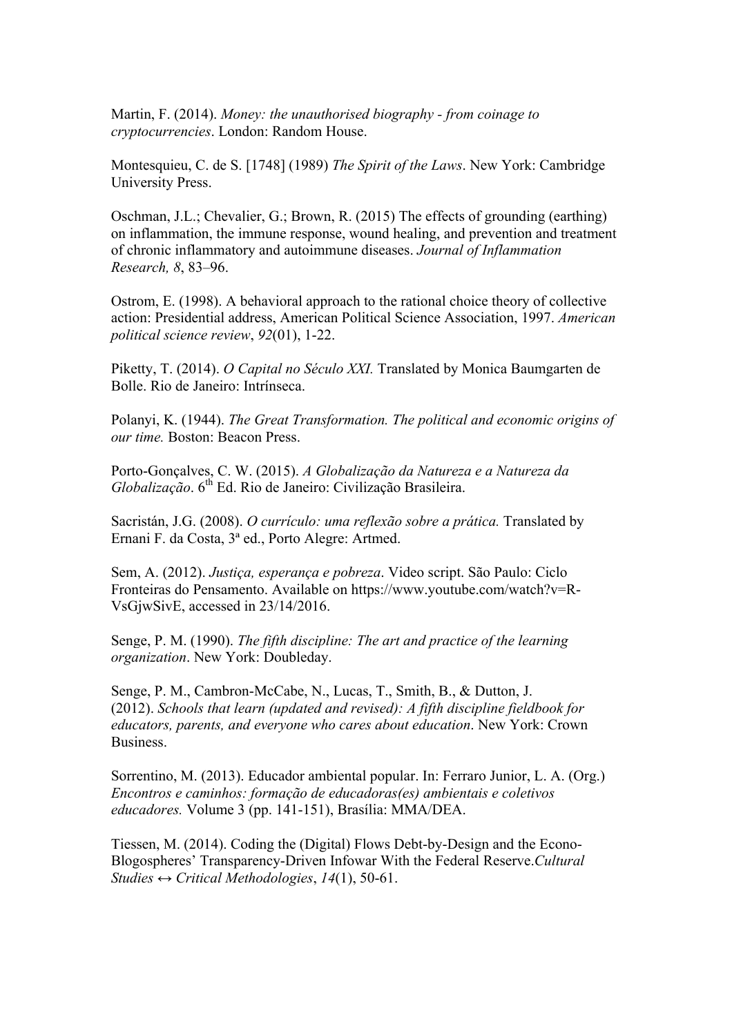Martin, F. (2014). *Money: the unauthorised biography - from coinage to cryptocurrencies*. London: Random House.

Montesquieu, C. de S. [1748] (1989) *The Spirit of the Laws*. New York: Cambridge University Press.

Oschman, J.L.; Chevalier, G.; Brown, R. (2015) The effects of grounding (earthing) on inflammation, the immune response, wound healing, and prevention and treatment of chronic inflammatory and autoimmune diseases. *Journal of Inflammation Research, 8*, 83–96.

Ostrom, E. (1998). A behavioral approach to the rational choice theory of collective action: Presidential address, American Political Science Association, 1997. *American political science review*, *92*(01), 1-22.

Piketty, T. (2014). *O Capital no Século XXI.* Translated by Monica Baumgarten de Bolle. Rio de Janeiro: Intrínseca.

Polanyi, K. (1944). *The Great Transformation. The political and economic origins of our time.* Boston: Beacon Press.

Porto-Gonçalves, C. W. (2015). *A Globalização da Natureza e a Natureza da Globalização*. 6th Ed. Rio de Janeiro: Civilização Brasileira.

Sacristán, J.G. (2008). *O currículo: uma reflexão sobre a prática.* Translated by Ernani F. da Costa, 3ª ed., Porto Alegre: Artmed.

Sem, A. (2012). *Justiça, esperança e pobreza*. Video script. São Paulo: Ciclo Fronteiras do Pensamento. Available on https://www.youtube.com/watch?v=R-VsGjwSivE, accessed in 23/14/2016.

Senge, P. M. (1990). *The fifth discipline: The art and practice of the learning organization*. New York: Doubleday.

Senge, P. M., Cambron-McCabe, N., Lucas, T., Smith, B., & Dutton, J. (2012). *Schools that learn (updated and revised): A fifth discipline fieldbook for educators, parents, and everyone who cares about education*. New York: Crown Business.

Sorrentino, M. (2013). Educador ambiental popular. In: Ferraro Junior, L. A. (Org.) *Encontros e caminhos: formação de educadoras(es) ambientais e coletivos educadores.* Volume 3 (pp. 141-151), Brasília: MMA/DEA.

Tiessen, M. (2014). Coding the (Digital) Flows Debt-by-Design and the Econo-Blogospheres' Transparency-Driven Infowar With the Federal Reserve.*Cultural Studies ↔ Critical Methodologies*, *14*(1), 50-61.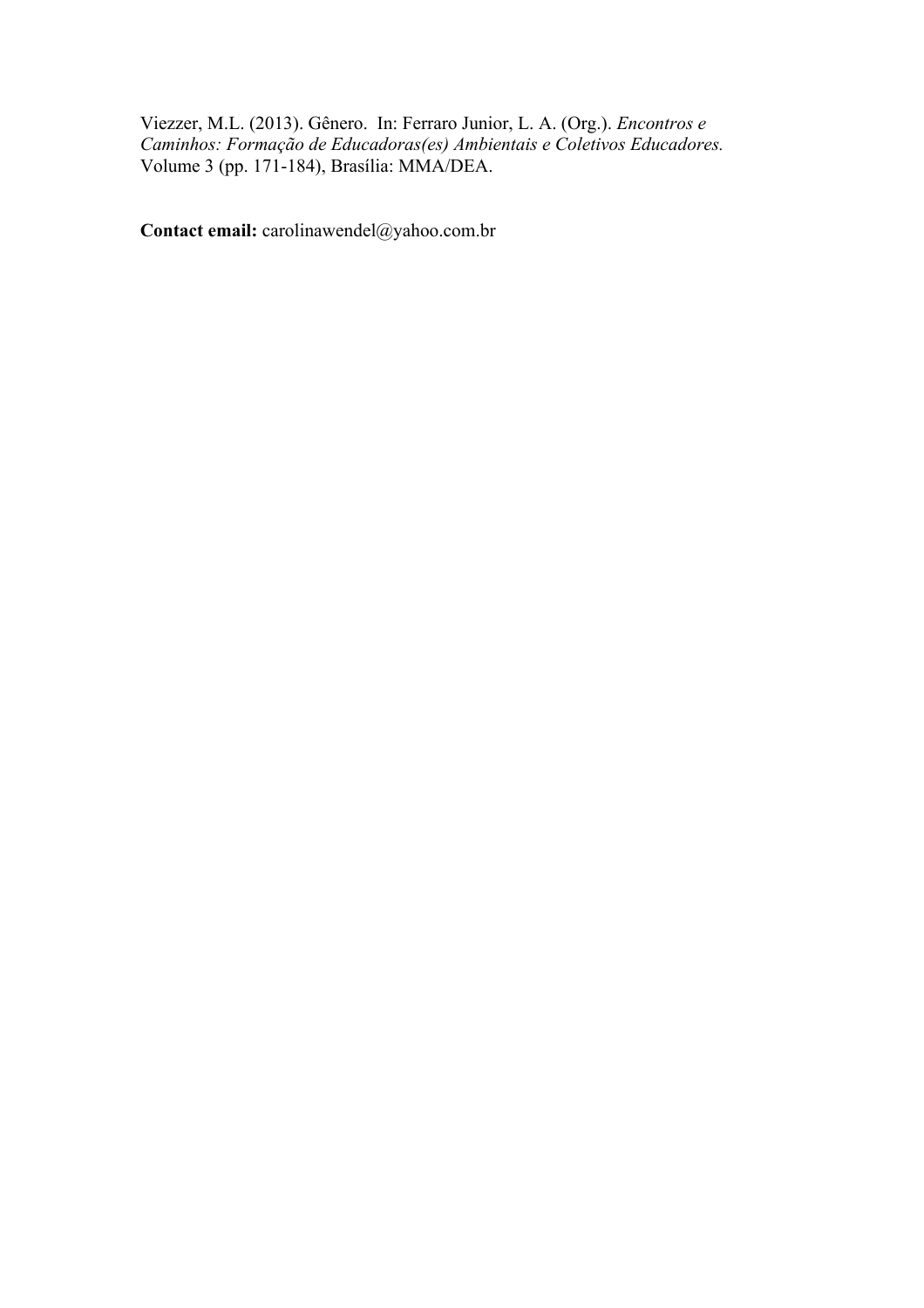Viezzer, M.L. (2013). Gênero. In: Ferraro Junior, L. A. (Org.). *Encontros e Caminhos: Formação de Educadoras(es) Ambientais e Coletivos Educadores.* Volume 3 (pp. 171-184), Brasília: MMA/DEA.

**Contact email:** carolinawendel@yahoo.com.br